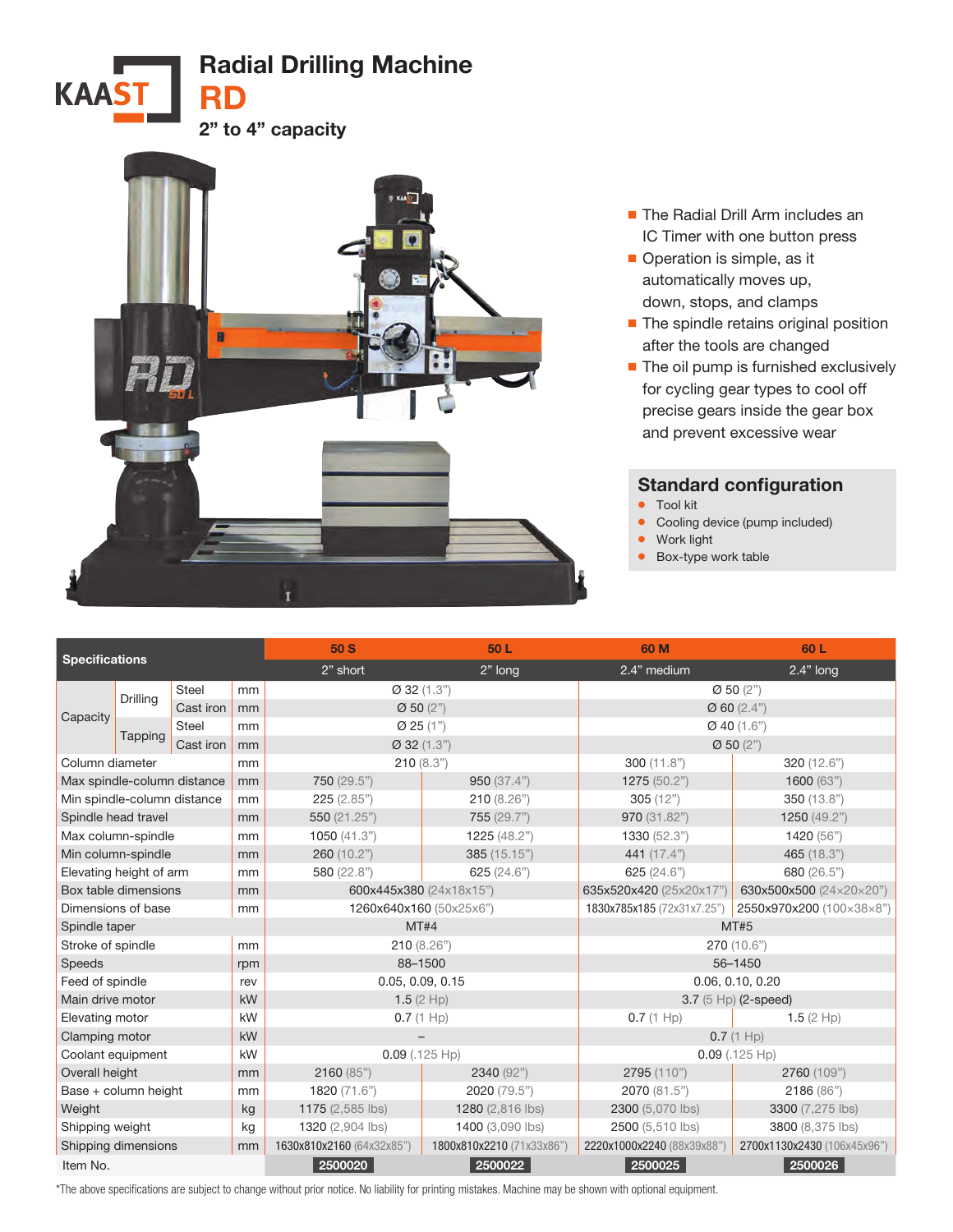# Radial Drilling Machine

## RD

### 2" to 4" capacity

- The Radial Drill Arm includes an IC Timer with one button press
- Operation is simple, as it automatically moves up, down, stops, and clamps
- The spindle retains original position after the tools are changed
- The oil pump is furnished exclusively for cycling gear types to cool off precise gears inside the gear box and prevent excessive wear

## Standard configuration

- Tool kit
- Cooling device (pump included)
- Work light
- Box-type work table

| Specifications | | | | 50 S | 50 L | 60 M | 60 L |
|---|---|---|---|---|---|---|---|
| | | | | 2" short | 2" long | 2.4" medium | 2.4" long |
| Capacity | Drilling | Steel | mm | Ø 32 (1.3") | | Ø 50 (2") | |
| | | Cast iron | mm | Ø 50 (2") | | Ø 60 (2.4") | |
| | Tapping | Steel | mm | Ø 25 (1") | | Ø 40 (1.6") | |
| | | Cast iron | mm | Ø 32 (1.3") | | Ø 50 (2") | |
| Column diameter | | | mm | 210 (8.3") | | 300 (11.8") | 320 (12.6") |
| Max spindle-column distance | | | mm | 750 (29.5") | 950 (37.4") | 1275 (50.2") | 1600 (63") |
| Min spindle-column distance | | | mm | 225 (2.85") | 210 (8.26") | 305 (12") | 350 (13.8") |
| Spindle head travel | | | mm | 550 (21.25") | 755 (29.7") | 970 (31.82") | 1250 (49.2") |
| Max column-spindle | | | mm | 1050 (41.3") | 1225 (48.2") | 1330 (52.3") | 1420 (56") |
| Min column-spindle | | | mm | 260 (10.2") | 385 (15.15") | 441 (17.4") | 465 (18.3") |
| Elevating height of arm | | | mm | 580 (22.8") | 625 (24.6") | 625 (24.6") | 680 (26.5") |
| Box table dimensions | | | mm | 600x445x380 (24x18x15") | | 635x520x420 (25x20x17") | 630x500x500 (24×20×20") |
| Dimensions of base | | | mm | 1260x640x160 (50x25x6") | | 1830x785x185 (72x31x7.25") | 2550x970x200 (100×38×8") |
| Spindle taper | | | | MT#4 | | MT#5 | |
| Stroke of spindle | | | mm | 210 (8.26") | | 270 (10.6") | |
| Speeds | | | rpm | 88–1500 | | 56–1450 | |
| Feed of spindle | | | rev | 0.05, 0.09, 0.15 | | 0.06, 0.10, 0.20 | |
| Main drive motor | | | kW | 1.5 (2 Hp) | | 3.7 (5 Hp) (2-speed) | |
| Elevating motor | | | kW | 0.7 (1 Hp) | | 0.7 (1 Hp) | 1.5 (2 Hp) |
| Clamping motor | | | kW | – | | 0.7 (1 Hp) | |
| Coolant equipment | | | kW | 0.09 (.125 Hp) | | 0.09 (.125 Hp) | |
| Overall height | | | mm | 2160 (85") | 2340 (92") | 2795 (110") | 2760 (109") |
| Base + column height | | | mm | 1820 (71.6") | 2020 (79.5") | 2070 (81.5") | 2186 (86") |
| Weight | | | kg | 1175 (2,585 lbs) | 1280 (2,816 lbs) | 2300 (5,070 lbs) | 3300 (7,275 lbs) |
| Shipping weight | | | kg | 1320 (2,904 lbs) | 1400 (3,090 lbs) | 2500 (5,510 lbs) | 3800 (8,375 lbs) |
| Shipping dimensions | | | mm | 1630x810x2160 (64x32x85") | 1800x810x2210 (71x33x86") | 2220x1000x2240 (88x39x88") | 2700x1130x2430 (106x45x96") |
| Item No. | | | | 2500020 | 2500022 | 2500025 | 2500026 |

*The above specifications are subject to change without prior notice. No liability for printing mistakes. Machine may be shown with optional equipment.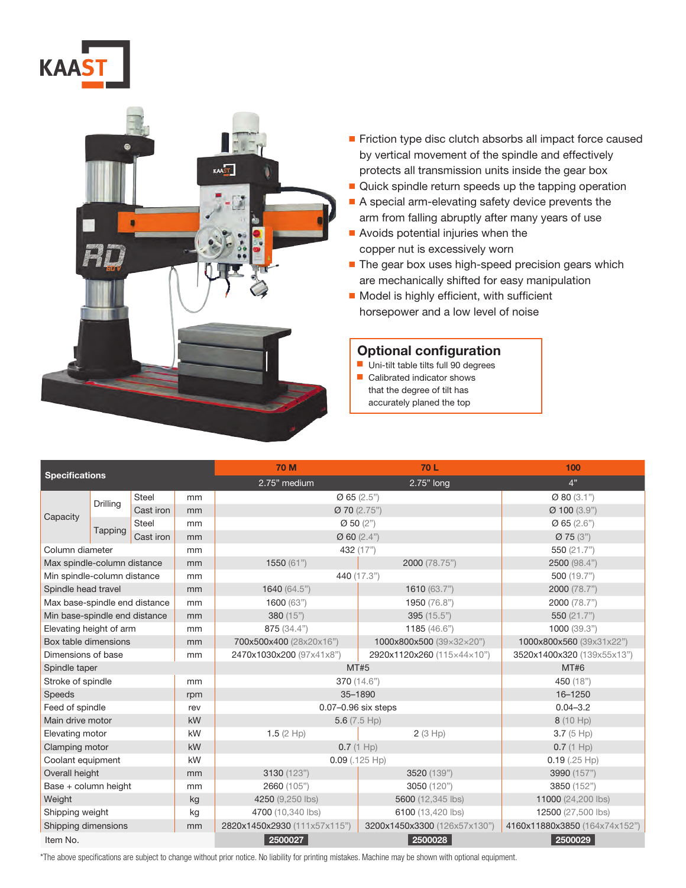KAAST

- Friction type disc clutch absorbs all impact force caused by vertical movement of the spindle and effectively protects all transmission units inside the gear box
- Quick spindle return speeds up the tapping operation
- A special arm-elevating safety device prevents the arm from falling abruptly after many years of use
- Avoids potential injuries when the copper nut is excessively worn
- The gear box uses high-speed precision gears which are mechanically shifted for easy manipulation
- Model is highly efficient, with sufficient horsepower and a low level of noise

## Optional configuration

- Uni-tilt table tilts full 90 degrees
- Calibrated indicator shows that the degree of tilt has accurately planed the top

| Specifications | | | | 70 M | 70 L | 100 |
|---|---|---|---|---|---|---|
| | | | | 2.75" medium | 2.75" long | 4" |
| Capacity | Drilling | Steel | mm | Ø 65 (2.5") | | Ø 80 (3.1") |
| | | Cast iron | mm | Ø 70 (2.75") | | Ø 100 (3.9") |
| | Tapping | Steel | mm | Ø 50 (2") | | Ø 65 (2.6") |
| | | Cast iron | mm | Ø 60 (2.4") | | Ø 75 (3") |
| Column diameter | | | mm | 432 (17") | | 550 (21.7") |
| Max spindle-column distance | | | mm | 1550 (61") | 2000 (78.75") | 2500 (98.4") |
| Min spindle-column distance | | | mm | 440 (17.3") | | 500 (19.7") |
| Spindle head travel | | | mm | 1640 (64.5") | 1610 (63.7") | 2000 (78.7") |
| Max base-spindle end distance | | | mm | 1600 (63") | 1950 (76.8") | 2000 (78.7") |
| Min base-spindle end distance | | | mm | 380 (15") | 395 (15.5") | 550 (21.7") |
| Elevating height of arm | | | mm | 875 (34.4") | 1185 (46.6") | 1000 (39.3") |
| Box table dimensions | | | mm | 700x500x400 (28x20x16") | 1000x800x500 (39x32x20") | 1000x800x560 (39x31x22") |
| Dimensions of base | | | mm | 2470x1030x200 (97x41x8") | 2920x1120x260 (115x44x10") | 3520x1400x320 (139x55x13") |
| Spindle taper | | | | MT#5 | | MT#6 |
| Stroke of spindle | | | mm | 370 (14.6") | | 450 (18") |
| Speeds | | | rpm | 35–1890 | | 16–1250 |
| Feed of spindle | | | rev | 0.07–0.96 six steps | | 0.04–3.2 |
| Main drive motor | | | kW | 5.6 (7.5 Hp) | | 8 (10 Hp) |
| Elevating motor | | | kW | 1.5 (2 Hp) | 2 (3 Hp) | 3.7 (5 Hp) |
| Clamping motor | | | kW | 0.7 (1 Hp) | | 0.7 (1 Hp) |
| Coolant equipment | | | kW | 0.09 (.125 Hp) | | 0.19 (.25 Hp) |
| Overall height | | | mm | 3130 (123") | 3520 (139") | 3990 (157") |
| Base + column height | | | mm | 2660 (105") | 3050 (120") | 3850 (152") |
| Weight | | | kg | 4250 (9,250 lbs) | 5600 (12,345 lbs) | 11000 (24,200 lbs) |
| Shipping weight | | | kg | 4700 (10,340 lbs) | 6100 (13,420 lbs) | 12500 (27,500 lbs) |
| Shipping dimensions | | | mm | 2820x1450x2930 (111x57x115") | 3200x1450x3300 (126x57x130") | 4160x11880x3850 (164x74x152") |
| Item No. | | | | 2500027 | 2500028 | 2500029 |

*The above specifications are subject to change without prior notice. No liability for printing mistakes. Machine may be shown with optional equipment.